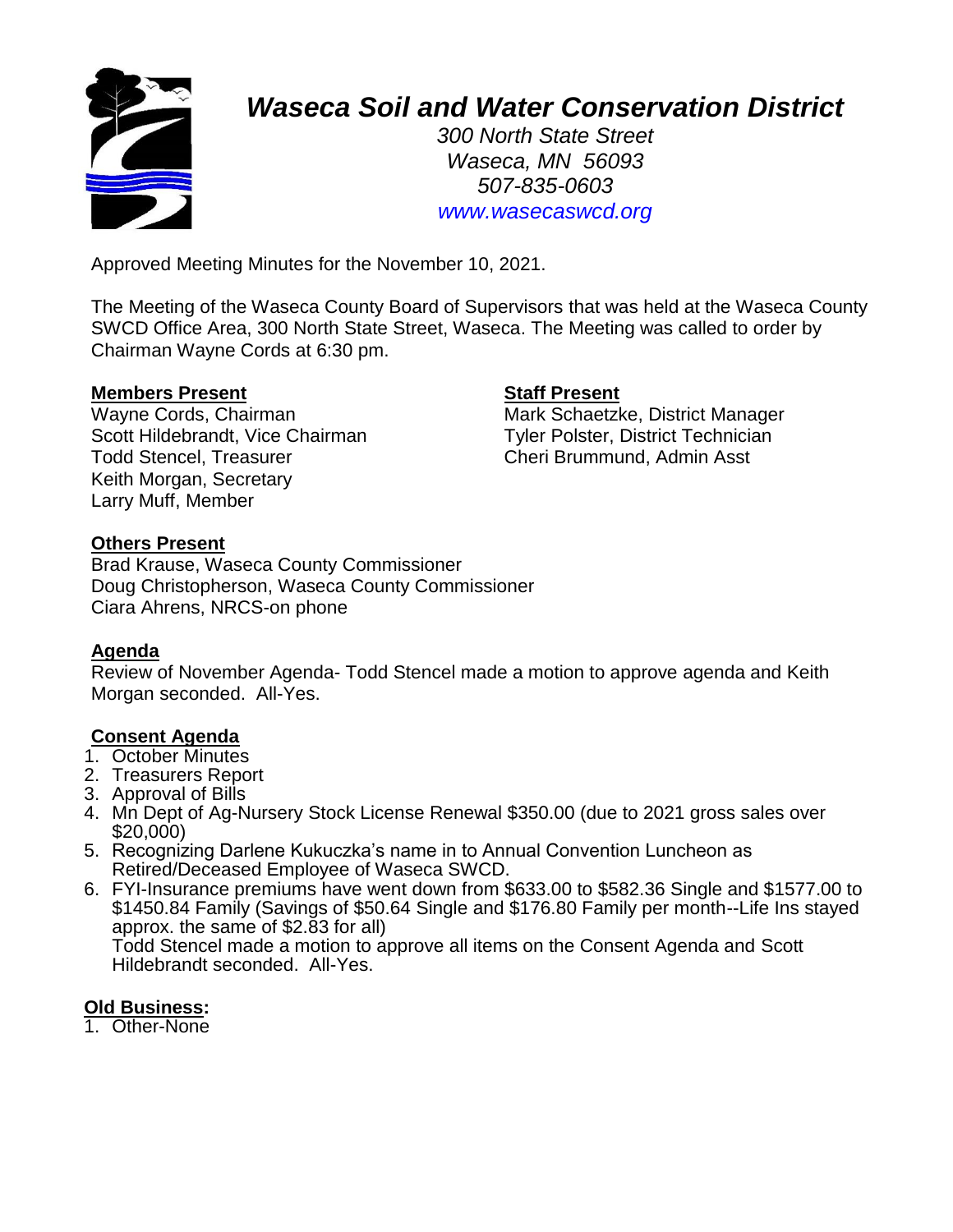# *Waseca Soil and Water Conservation District*

*300 North State Street*
*Waseca, MN 56093*
*507-835-0603*
*www.wasecaswcd.org*

Approved Meeting Minutes for the November 10, 2021.

The Meeting of the Waseca County Board of Supervisors that was held at the Waseca County SWCD Office Area, 300 North State Street, Waseca. The Meeting was called to order by Chairman Wayne Cords at 6:30 pm.

**Members Present**
Wayne Cords, Chairman
Scott Hildebrandt, Vice Chairman
Todd Stencel, Treasurer
Keith Morgan, Secretary
Larry Muff, Member

**Staff Present**
Mark Schaetzke, District Manager
Tyler Polster, District Technician
Cheri Brummund, Admin Asst

**Others Present**
Brad Krause, Waseca County Commissioner
Doug Christopherson, Waseca County Commissioner
Ciara Ahrens, NRCS-on phone

**Agenda**
Review of November Agenda- Todd Stencel made a motion to approve agenda and Keith Morgan seconded. All-Yes.

**Consent Agenda**
1. October Minutes
2. Treasurers Report
3. Approval of Bills
4. Mn Dept of Ag-Nursery Stock License Renewal $350.00 (due to 2021 gross sales over $20,000)
5. Recognizing Darlene Kukuczka's name in to Annual Convention Luncheon as Retired/Deceased Employee of Waseca SWCD.
6. FYI-Insurance premiums have went down from $633.00 to $582.36 Single and $1577.00 to $1450.84 Family (Savings of $50.64 Single and $176.80 Family per month--Life Ins stayed approx. the same of $2.83 for all)
   Todd Stencel made a motion to approve all items on the Consent Agenda and Scott Hildebrandt seconded. All-Yes.

**Old Business:**
1. Other-None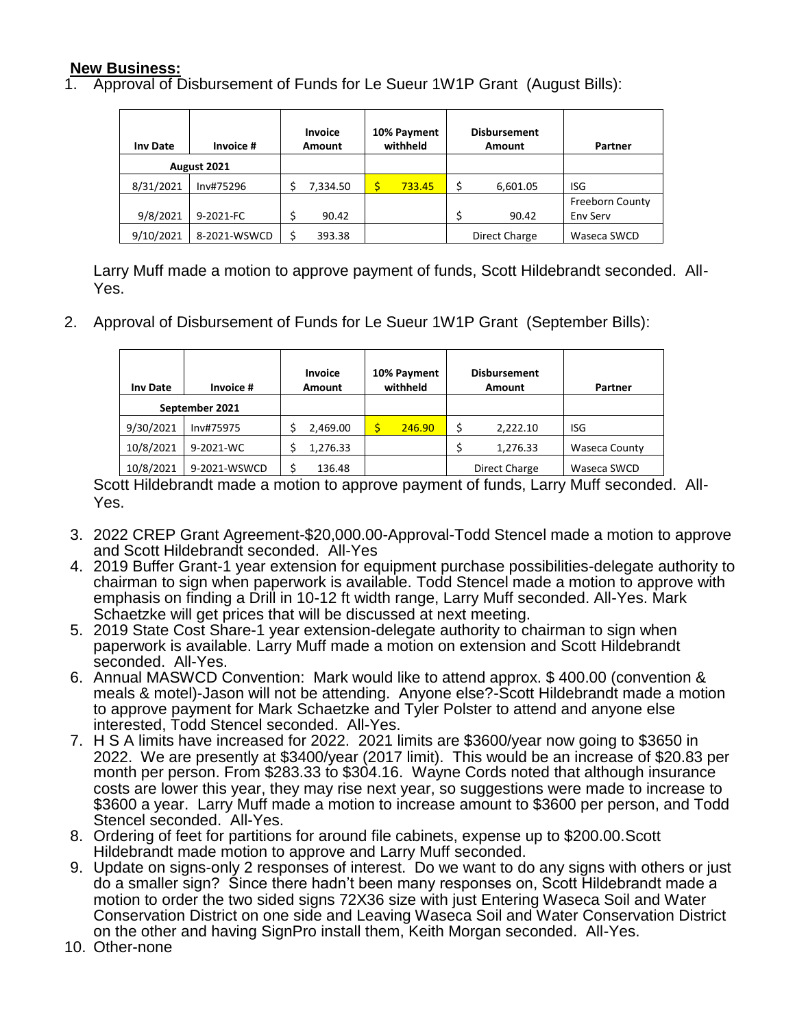**New Business:**

1. Approval of Disbursement of Funds for Le Sueur 1W1P Grant (August Bills):

| Inv Date | Invoice # | Invoice Amount | 10% Payment withheld | Disbursement Amount | Partner |
|---|---|---|---|---|---|
| August 2021 | | | | | |
| 8/31/2021 | Inv#75296 | $ 7,334.50 | $ 733.45 | $ 6,601.05 | ISG |
| 9/8/2021 | 9-2021-FC | $ 90.42 | | $ 90.42 | Freeborn County Env Serv |
| 9/10/2021 | 8-2021-WSWCD | $ 393.38 | | Direct Charge | Waseca SWCD |

Larry Muff made a motion to approve payment of funds, Scott Hildebrandt seconded. All-Yes.

2. Approval of Disbursement of Funds for Le Sueur 1W1P Grant (September Bills):

| Inv Date | Invoice # | Invoice Amount | 10% Payment withheld | Disbursement Amount | Partner |
|---|---|---|---|---|---|
| September 2021 | | | | | |
| 9/30/2021 | Inv#75975 | $ 2,469.00 | $ 246.90 | $ 2,222.10 | ISG |
| 10/8/2021 | 9-2021-WC | $ 1,276.33 | | $ 1,276.33 | Waseca County |
| 10/8/2021 | 9-2021-WSWCD | $ 136.48 | | Direct Charge | Waseca SWCD |

Scott Hildebrandt made a motion to approve payment of funds, Larry Muff seconded. All-Yes.

3. 2022 CREP Grant Agreement-$20,000.00-Approval-Todd Stencel made a motion to approve and Scott Hildebrandt seconded. All-Yes
4. 2019 Buffer Grant-1 year extension for equipment purchase possibilities-delegate authority to chairman to sign when paperwork is available. Todd Stencel made a motion to approve with emphasis on finding a Drill in 10-12 ft width range, Larry Muff seconded. All-Yes. Mark Schaetzke will get prices that will be discussed at next meeting.
5. 2019 State Cost Share-1 year extension-delegate authority to chairman to sign when paperwork is available. Larry Muff made a motion on extension and Scott Hildebrandt seconded. All-Yes.
6. Annual MASWCD Convention: Mark would like to attend approx. $ 400.00 (convention & meals & motel)-Jason will not be attending. Anyone else?-Scott Hildebrandt made a motion to approve payment for Mark Schaetzke and Tyler Polster to attend and anyone else interested, Todd Stencel seconded. All-Yes.
7. H S A limits have increased for 2022. 2021 limits are $3600/year now going to $3650 in 2022. We are presently at $3400/year (2017 limit). This would be an increase of $20.83 per month per person. From $283.33 to $304.16. Wayne Cords noted that although insurance costs are lower this year, they may rise next year, so suggestions were made to increase to $3600 a year. Larry Muff made a motion to increase amount to $3600 per person, and Todd Stencel seconded. All-Yes.
8. Ordering of feet for partitions for around file cabinets, expense up to $200.00.Scott Hildebrandt made motion to approve and Larry Muff seconded.
9. Update on signs-only 2 responses of interest. Do we want to do any signs with others or just do a smaller sign? Since there hadn't been many responses on, Scott Hildebrandt made a motion to order the two sided signs 72X36 size with just Entering Waseca Soil and Water Conservation District on one side and Leaving Waseca Soil and Water Conservation District on the other and having SignPro install them, Keith Morgan seconded. All-Yes.
10. Other-none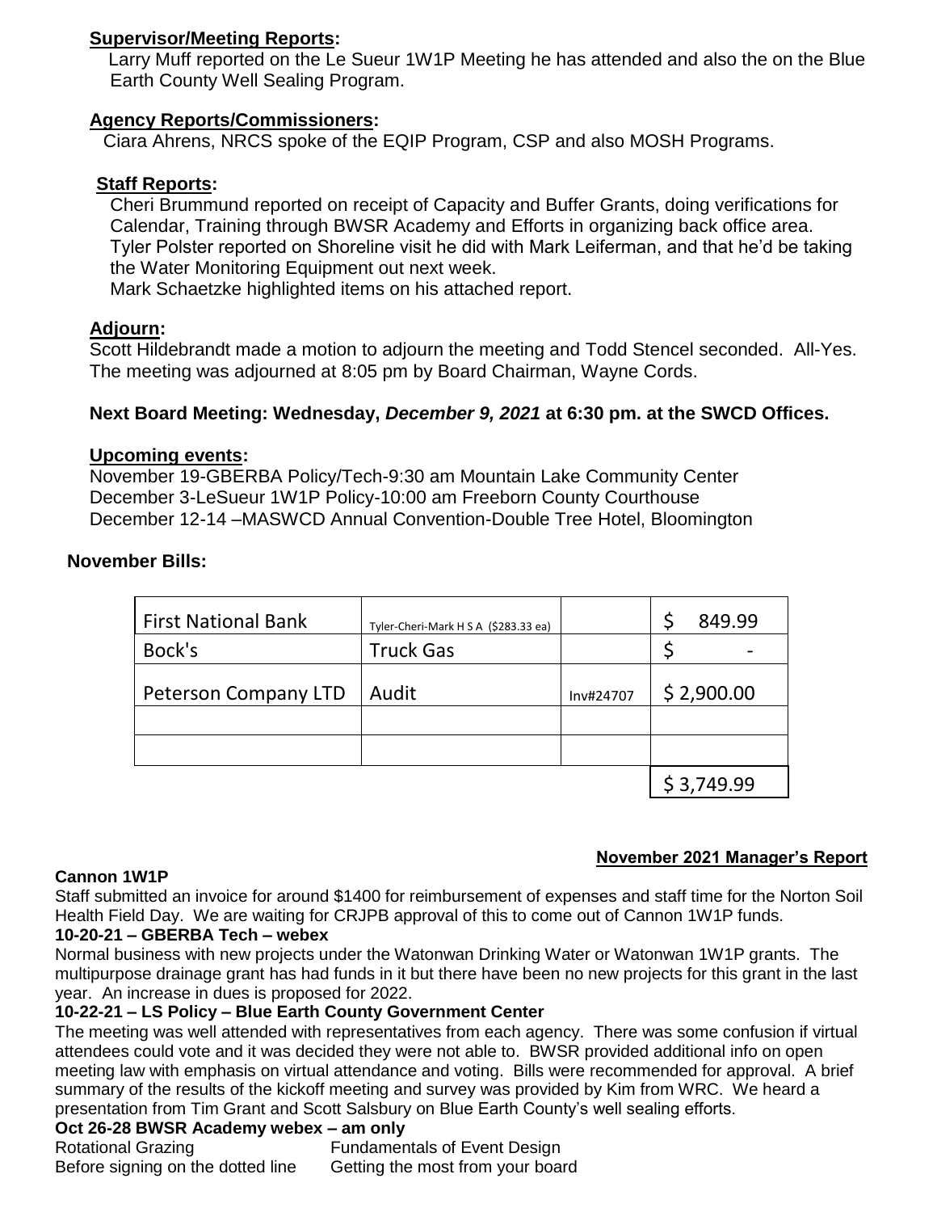**Supervisor/Meeting Reports:**

Larry Muff reported on the Le Sueur 1W1P Meeting he has attended and also the on the Blue Earth County Well Sealing Program.

**Agency Reports/Commissioners:**

Ciara Ahrens, NRCS spoke of the EQIP Program, CSP and also MOSH Programs.

**Staff Reports:**

Cheri Brummund reported on receipt of Capacity and Buffer Grants, doing verifications for Calendar, Training through BWSR Academy and Efforts in organizing back office area.
Tyler Polster reported on Shoreline visit he did with Mark Leiferman, and that he'd be taking the Water Monitoring Equipment out next week.
Mark Schaetzke highlighted items on his attached report.

**Adjourn:**

Scott Hildebrandt made a motion to adjourn the meeting and Todd Stencel seconded. All-Yes. The meeting was adjourned at 8:05 pm by Board Chairman, Wayne Cords.

**Next Board Meeting: Wednesday, *December 9, 2021* at 6:30 pm. at the SWCD Offices.**

**Upcoming events:**

November 19-GBERBA Policy/Tech-9:30 am Mountain Lake Community Center
December 3-LeSueur 1W1P Policy-10:00 am Freeborn County Courthouse
December 12-14 –MASWCD Annual Convention-Double Tree Hotel, Bloomington

**November Bills:**

| | | | |
|---|---|---|---|
| First National Bank | Tyler-Cheri-Mark H S A ($283.33 ea) | | $ 849.99 |
| Bock's | Truck Gas | | $ - |
| Peterson Company LTD | Audit | Inv#24707 | $ 2,900.00 |
| | | | |
| | | | |
| | | | $ 3,749.99 |

**November 2021 Manager's Report**

**Cannon 1W1P**

Staff submitted an invoice for around $1400 for reimbursement of expenses and staff time for the Norton Soil Health Field Day. We are waiting for CRJPB approval of this to come out of Cannon 1W1P funds.

**10-20-21 – GBERBA Tech – webex**

Normal business with new projects under the Watonwan Drinking Water or Watonwan 1W1P grants. The multipurpose drainage grant has had funds in it but there have been no new projects for this grant in the last year. An increase in dues is proposed for 2022.

**10-22-21 – LS Policy – Blue Earth County Government Center**

The meeting was well attended with representatives from each agency. There was some confusion if virtual attendees could vote and it was decided they were not able to. BWSR provided additional info on open meeting law with emphasis on virtual attendance and voting. Bills were recommended for approval. A brief summary of the results of the kickoff meeting and survey was provided by Kim from WRC. We heard a presentation from Tim Grant and Scott Salsbury on Blue Earth County's well sealing efforts.

**Oct 26-28 BWSR Academy webex – am only**

Rotational Grazing — Fundamentals of Event Design
Before signing on the dotted line — Getting the most from your board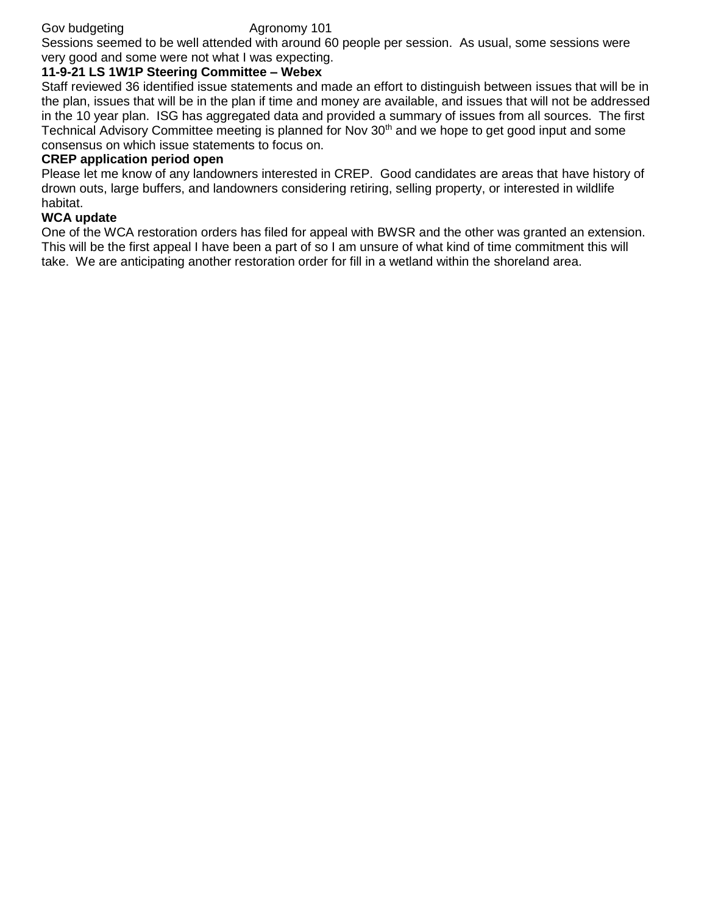Gov budgeting Agronomy 101

Sessions seemed to be well attended with around 60 people per session. As usual, some sessions were very good and some were not what I was expecting.

**11-9-21 LS 1W1P Steering Committee – Webex**

Staff reviewed 36 identified issue statements and made an effort to distinguish between issues that will be in the plan, issues that will be in the plan if time and money are available, and issues that will not be addressed in the 10 year plan. ISG has aggregated data and provided a summary of issues from all sources. The first Technical Advisory Committee meeting is planned for Nov 30th and we hope to get good input and some consensus on which issue statements to focus on.

**CREP application period open**

Please let me know of any landowners interested in CREP. Good candidates are areas that have history of drown outs, large buffers, and landowners considering retiring, selling property, or interested in wildlife habitat.

**WCA update**

One of the WCA restoration orders has filed for appeal with BWSR and the other was granted an extension. This will be the first appeal I have been a part of so I am unsure of what kind of time commitment this will take. We are anticipating another restoration order for fill in a wetland within the shoreland area.